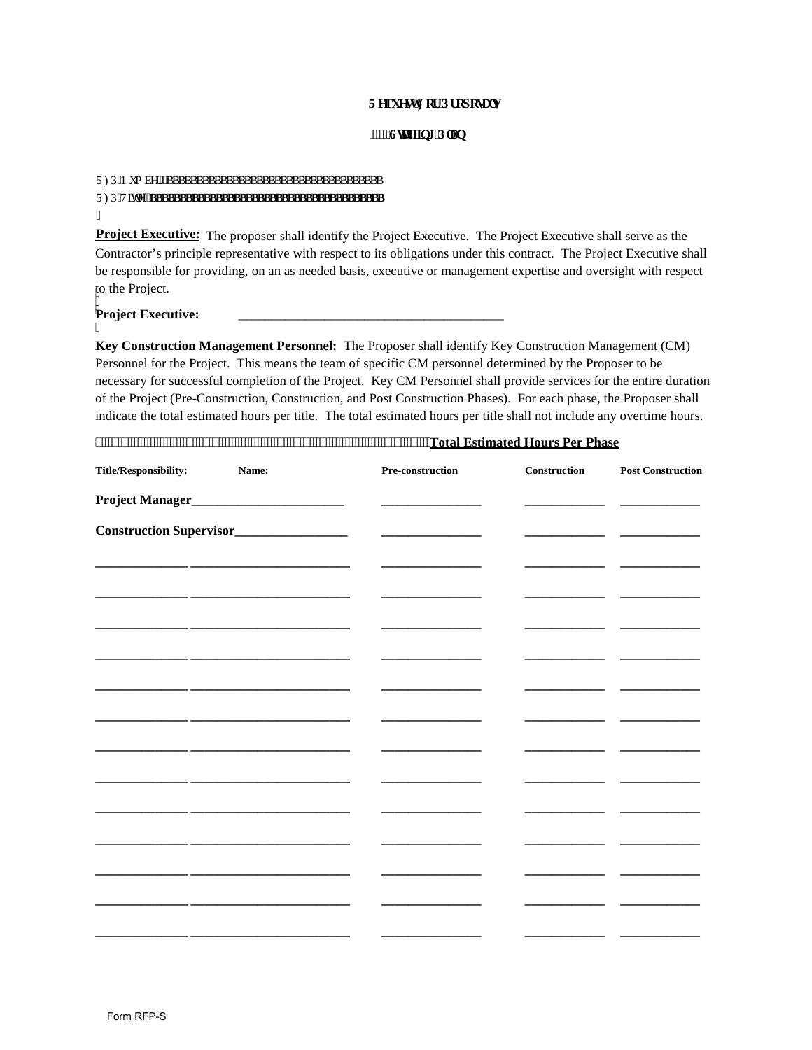**Request For Proposals**

**Staffing Plan**

RFP Number: ________________________________________

RFP Title: ________________________________________

**Project Executive:** The proposer shall identify the Project Executive. The Project Executive shall serve as the Contractor's principle representative with respect to its obligations under this contract. The Project Executive shall be responsible for providing, on an as needed basis, executive or management expertise and oversight with respect to the Project.

**Project Executive:** ________________________________________

**Key Construction Management Personnel:** The Proposer shall identify Key Construction Management (CM) Personnel for the Project. This means the team of specific CM personnel determined by the Proposer to be necessary for successful completion of the Project. Key CM Personnel shall provide services for the entire duration of the Project (Pre-Construction, Construction, and Post Construction Phases). For each phase, the Proposer shall indicate the total estimated hours per title. The total estimated hours per title shall not include any overtime hours.

| Title/Responsibility: | Name: | Total Estimated Hours Per Phase | | |
|---|---|---|---|---|
| | | Pre-construction | Construction | Post Construction |
| Project Manager | ________________________ | ________________ | _____________ | _____________ |
| Construction Supervisor | _________________ | ________________ | _____________ | _____________ |
| _______________ | ________________________ | ________________ | _____________ | _____________ |
| _______________ | ________________________ | ________________ | _____________ | _____________ |
| _______________ | ________________________ | ________________ | _____________ | _____________ |
| _______________ | ________________________ | ________________ | _____________ | _____________ |
| _______________ | ________________________ | ________________ | _____________ | _____________ |
| _______________ | ________________________ | ________________ | _____________ | _____________ |
| _______________ | ________________________ | ________________ | _____________ | _____________ |
| _______________ | ________________________ | ________________ | _____________ | _____________ |
| _______________ | ________________________ | ________________ | _____________ | _____________ |
| _______________ | ________________________ | ________________ | _____________ | _____________ |
| _______________ | ________________________ | ________________ | _____________ | _____________ |
| _______________ | ________________________ | ________________ | _____________ | _____________ |
| _______________ | ________________________ | ________________ | _____________ | _____________ |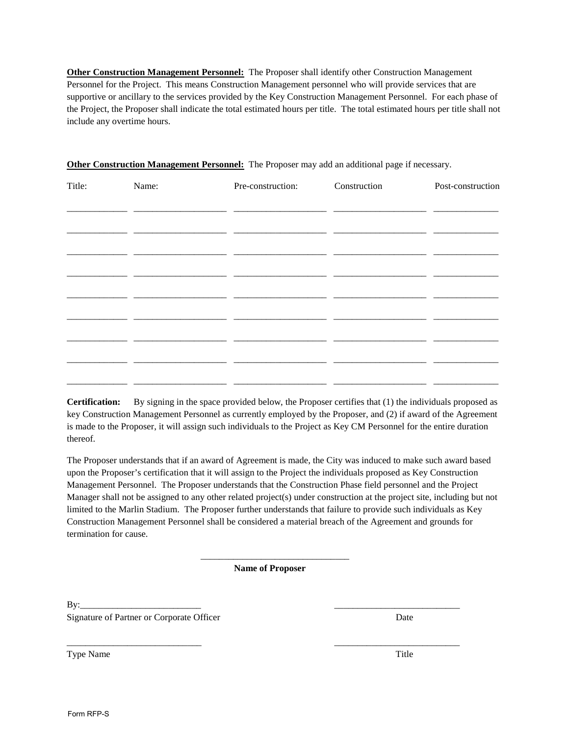**Other Construction Management Personnel:** The Proposer shall identify other Construction Management Personnel for the Project. This means Construction Management personnel who will provide services that are supportive or ancillary to the services provided by the Key Construction Management Personnel. For each phase of the Project, the Proposer shall indicate the total estimated hours per title. The total estimated hours per title shall not include any overtime hours.

**Other Construction Management Personnel:** The Proposer may add an additional page if necessary.

| Title: | Name: | Pre-construction: | Construction | Post-construction |
|---|---|---|---|---|
| | | | | |
| | | | | |
| | | | | |
| | | | | |
| | | | | |
| | | | | |
| | | | | |
| | | | | |
| | | | | |

**Certification:** By signing in the space provided below, the Proposer certifies that (1) the individuals proposed as key Construction Management Personnel as currently employed by the Proposer, and (2) if award of the Agreement is made to the Proposer, it will assign such individuals to the Project as Key CM Personnel for the entire duration thereof.

The Proposer understands that if an award of Agreement is made, the City was induced to make such award based upon the Proposer's certification that it will assign to the Project the individuals proposed as Key Construction Management Personnel. The Proposer understands that the Construction Phase field personnel and the Project Manager shall not be assigned to any other related project(s) under construction at the project site, including but not limited to the Marlin Stadium. The Proposer further understands that failure to provide such individuals as Key Construction Management Personnel shall be considered a material breach of the Agreement and grounds for termination for cause.

________________________________
**Name of Proposer**

By:__________________________ ___________________________
Signature of Partner or Corporate Officer Date

_____________________________ ___________________________
Type Name Title

Form RFP-S